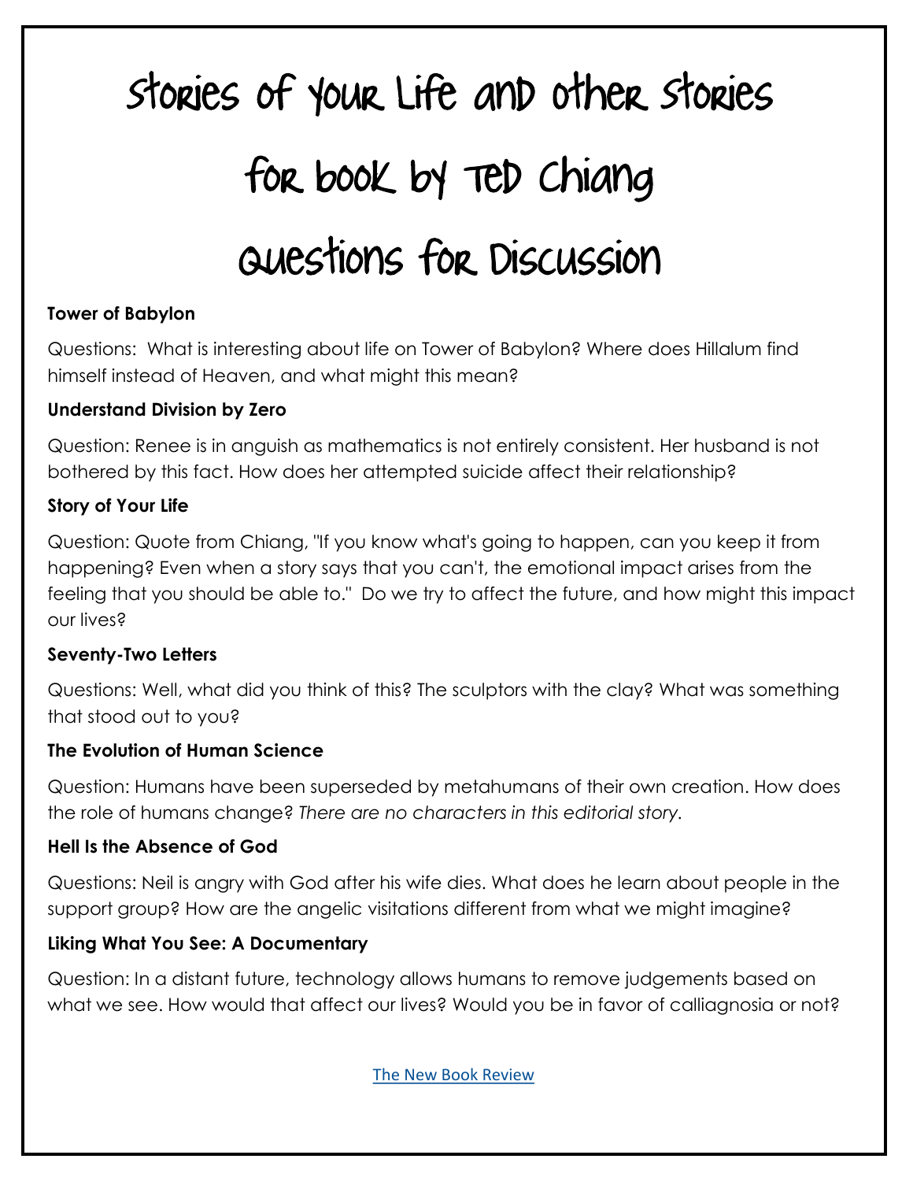# Stories of Your Life and Other Stories

# for book by Ted Chiang

# Questions for Discussion

**Tower of Babylon**

Questions: What is interesting about life on Tower of Babylon? Where does Hillalum find himself instead of Heaven, and what might this mean?

**Understand Division by Zero**

Question: Renee is in anguish as mathematics is not entirely consistent. Her husband is not bothered by this fact. How does her attempted suicide affect their relationship?

**Story of Your Life**

Question: Quote from Chiang, "If you know what's going to happen, can you keep it from happening? Even when a story says that you can't, the emotional impact arises from the feeling that you should be able to." Do we try to affect the future, and how might this impact our lives?

**Seventy-Two Letters**

Questions: Well, what did you think of this? The sculptors with the clay? What was something that stood out to you?

**The Evolution of Human Science**

Question: Humans have been superseded by metahumans of their own creation. How does the role of humans change? *There are no characters in this editorial story.*

**Hell Is the Absence of God**

Questions: Neil is angry with God after his wife dies. What does he learn about people in the support group? How are the angelic visitations different from what we might imagine?

**Liking What You See: A Documentary**

Question: In a distant future, technology allows humans to remove judgements based on what we see. How would that affect our lives? Would you be in favor of calliagnosia or not?

The New Book Review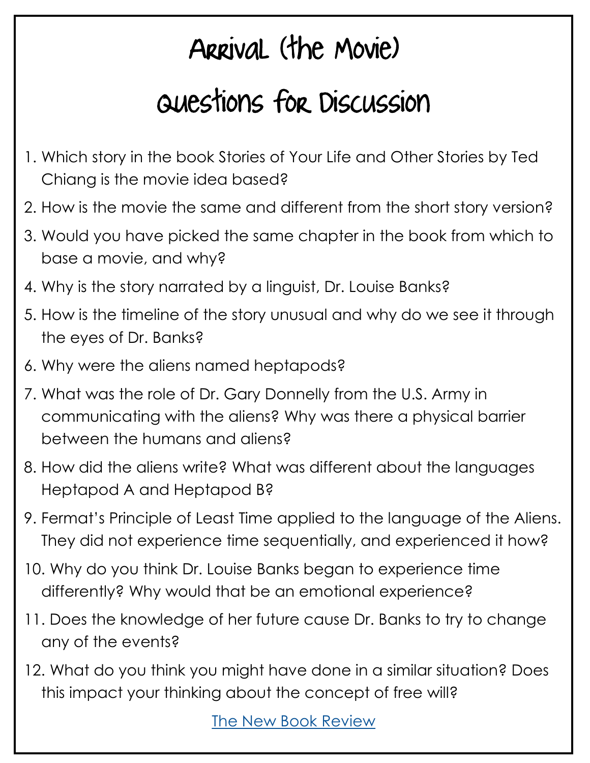# Arrival (the Movie)

## Questions for Discussion

1. Which story in the book Stories of Your Life and Other Stories by Ted Chiang is the movie idea based?
2. How is the movie the same and different from the short story version?
3. Would you have picked the same chapter in the book from which to base a movie, and why?
4. Why is the story narrated by a linguist, Dr. Louise Banks?
5. How is the timeline of the story unusual and why do we see it through the eyes of Dr. Banks?
6. Why were the aliens named heptapods?
7. What was the role of Dr. Gary Donnelly from the U.S. Army in communicating with the aliens? Why was there a physical barrier between the humans and aliens?
8. How did the aliens write? What was different about the languages Heptapod A and Heptapod B?
9. Fermat's Principle of Least Time applied to the language of the Aliens. They did not experience time sequentially, and experienced it how?
10. Why do you think Dr. Louise Banks began to experience time differently? Why would that be an emotional experience?
11. Does the knowledge of her future cause Dr. Banks to try to change any of the events?
12. What do you think you might have done in a similar situation? Does this impact your thinking about the concept of free will?

The New Book Review